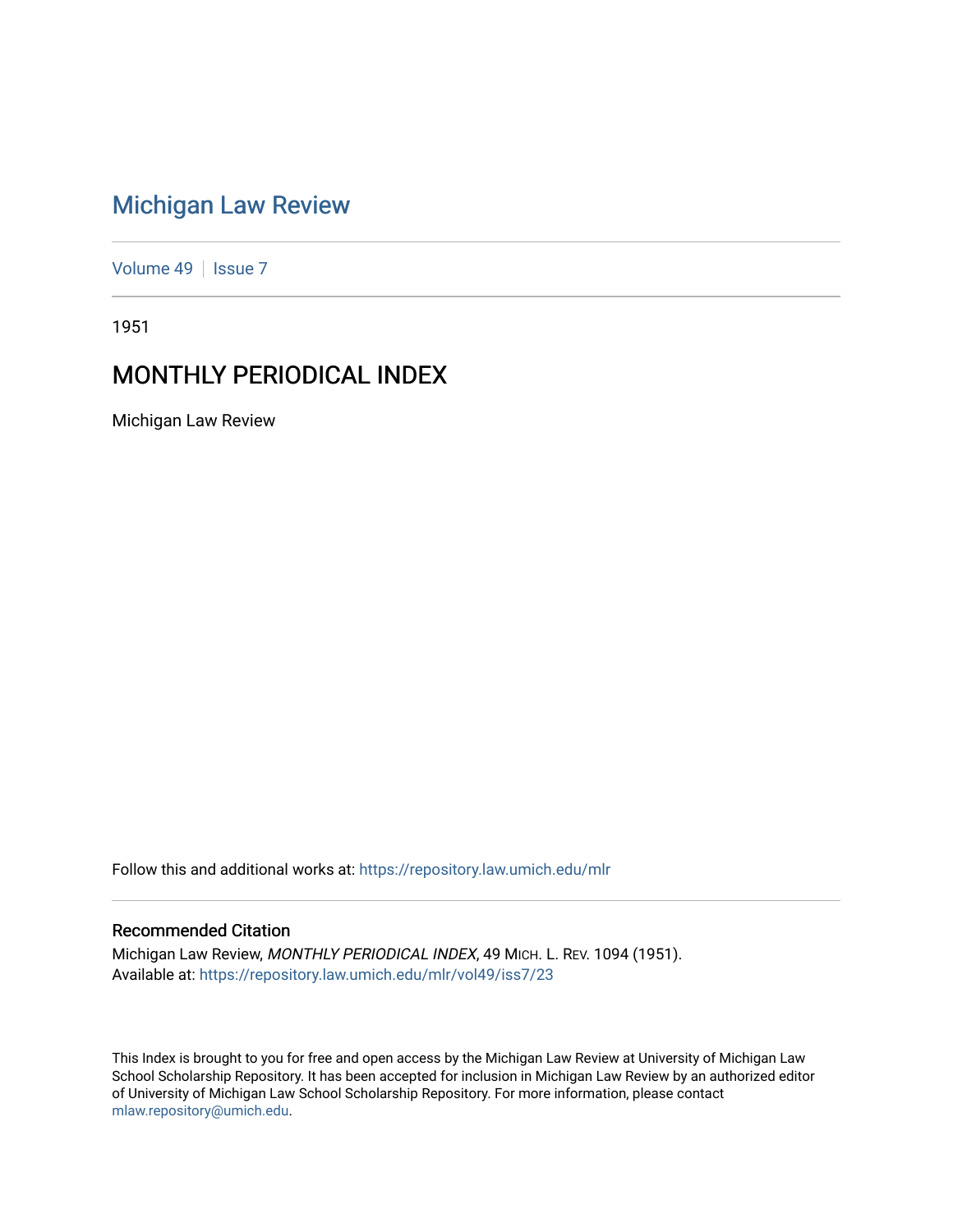# Michigan Law Review

Volume 49 | Issue 7

1951

## MONTHLY PERIODICAL INDEX

Michigan Law Review

Follow this and additional works at: https://repository.law.umich.edu/mlr

### Recommended Citation

Michigan Law Review, *MONTHLY PERIODICAL INDEX*, 49 MICH. L. REV. 1094 (1951).
Available at: https://repository.law.umich.edu/mlr/vol49/iss7/23

This Index is brought to you for free and open access by the Michigan Law Review at University of Michigan Law School Scholarship Repository. It has been accepted for inclusion in Michigan Law Review by an authorized editor of University of Michigan Law School Scholarship Repository. For more information, please contact mlaw.repository@umich.edu.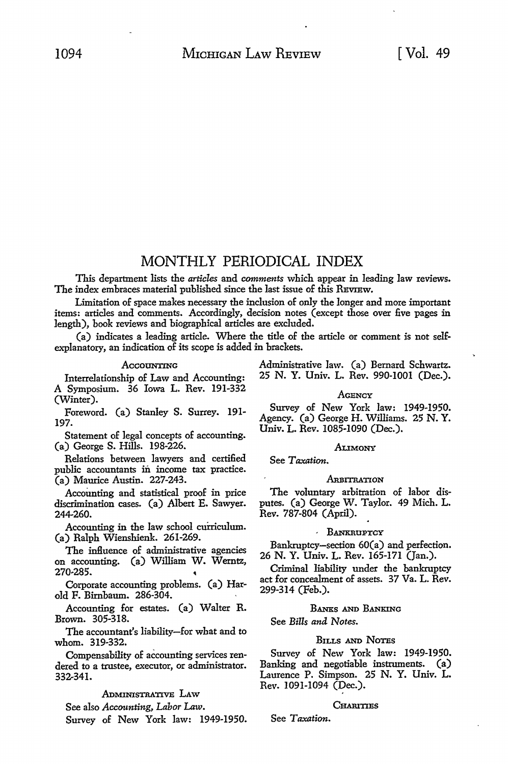# MONTHLY PERIODICAL INDEX

This department lists the *articles* and *comments* which appear in leading law reviews. The index embraces material published since the last issue of this REVIEW.

Limitation of space makes necessary the inclusion of only the longer and more important items: articles and comments. Accordingly, decision notes (except those over five pages in length), book reviews and biographical articles are excluded.

(a) indicates a leading article. Where the title of the article or comment is not self-explanatory, an indication of its scope is added in brackets.

### ACCOUNTING

Interrelationship of Law and Accounting: A Symposium. 36 Iowa L. Rev. 191-332 (Winter).

Foreword. (a) Stanley S. Surrey. 191-197.

Statement of legal concepts of accounting. (a) George S. Hills. 198-226.

Relations between lawyers and certified public accountants in income tax practice. (a) Maurice Austin. 227-243.

Accounting and statistical proof in price discrimination cases. (a) Albert E. Sawyer. 244-260.

Accounting in the law school curriculum. (a) Ralph Wienshienk. 261-269.

The influence of administrative agencies on accounting. (a) William W. Werntz, 270-285.

Corporate accounting problems. (a) Harold F. Birnbaum. 286-304.

Accounting for estates. (a) Walter R. Brown. 305-318.

The accountant's liability—for what and to whom. 319-332.

Compensability of accounting services rendered to a trustee, executor, or administrator. 332-341.

### ADMINISTRATIVE LAW

See also *Accounting, Labor Law.*

Survey of New York law: 1949-1950. Administrative law. (a) Bernard Schwartz. 25 N. Y. Univ. L. Rev. 990-1001 (Dec.).

### AGENCY

Survey of New York law: 1949-1950. Agency. (a) George H. Williams. 25 N. Y. Univ. L. Rev. 1085-1090 (Dec.).

### ALIMONY

See *Taxation.*

### ARBITRATION

The voluntary arbitration of labor disputes. (a) George W. Taylor. 49 Mich. L. Rev. 787-804 (April).

### BANKRUPTCY

Bankruptcy—section 60(a) and perfection. 26 N. Y. Univ. L. Rev. 165-171 (Jan.).

Criminal liability under the bankruptcy act for concealment of assets. 37 Va. L. Rev. 299-314 (Feb.).

### BANKS AND BANKING

See *Bills and Notes.*

### BILLS AND NOTES

Survey of New York law: 1949-1950. Banking and negotiable instruments. (a) Laurence P. Simpson. 25 N. Y. Univ. L. Rev. 1091-1094 (Dec.).

### CHARITIES

See *Taxation.*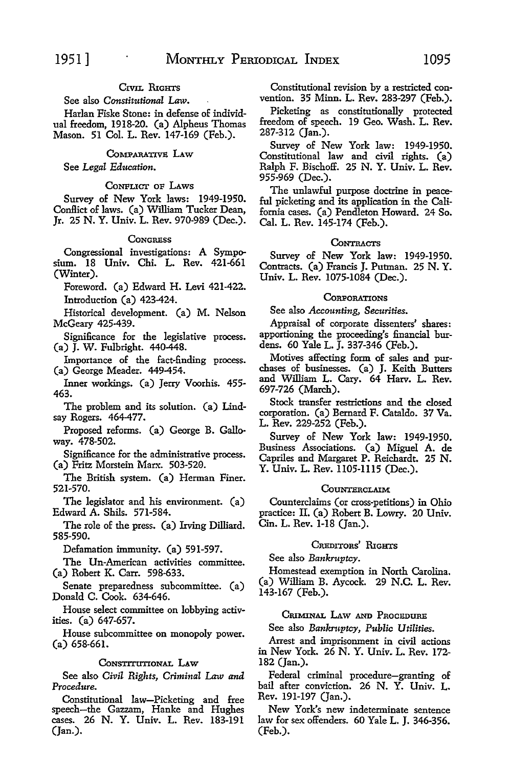### Civil Rights

See also *Constitutional Law.*

Harlan Fiske Stone: in defense of individual freedom, 1918-20. (a) Alpheus Thomas Mason. 51 Col. L. Rev. 147-169 (Feb.).

### Comparative Law

See *Legal Education.*

### Conflict of Laws

Survey of New York laws: 1949-1950. Conflict of laws. (a) William Tucker Dean, Jr. 25 N. Y. Univ. L. Rev. 970-989 (Dec.).

### Congress

Congressional investigations: A Symposium. 18 Univ. Chi. L. Rev. 421-661 (Winter).

Foreword. (a) Edward H. Levi 421-422.

Introduction (a) 423-424.

Historical development. (a) M. Nelson McGeary 425-439.

Significance for the legislative process. (a) J. W. Fulbright. 440-448.

Importance of the fact-finding process. (a) George Meader. 449-454.

Inner workings. (a) Jerry Voorhis. 455-463.

The problem and its solution. (a) Lindsay Rogers. 464-477.

Proposed reforms. (a) George B. Galloway. 478-502.

Significance for the administrative process. (a) Fritz Morstein Marx. 503-520.

The British system. (a) Herman Finer. 521-570.

The legislator and his environment. (a) Edward A. Shils. 571-584.

The role of the press. (a) Irving Dilliard. 585-590.

Defamation immunity. (a) 591-597.

The Un-American activities committee. (a) Robert K. Carr. 598-633.

Senate preparedness subcommittee. (a) Donald C. Cook. 634-646.

House select committee on lobbying activities. (a) 647-657.

House subcommittee on monopoly power. (a) 658-661.

### Constitutional Law

See also *Civil Rights, Criminal Law and Procedure.*

Constitutional law—Picketing and free speech—the Gazzam, Hanke and Hughes cases. 26 N. Y. Univ. L. Rev. 183-191 (Jan.).

Constitutional revision by a restricted convention. 35 Minn. L. Rev. 283-297 (Feb.).

Picketing as constitutionally protected freedom of speech. 19 Geo. Wash. L. Rev. 287-312 (Jan.).

Survey of New York law: 1949-1950. Constitutional law and civil rights. (a) Ralph F. Bischoff. 25 N. Y. Univ. L. Rev. 955-969 (Dec.).

The unlawful purpose doctrine in peaceful picketing and its application in the California cases. (a) Pendleton Howard. 24 So. Cal. L. Rev. 145-174 (Feb.).

### Contracts

Survey of New York law: 1949-1950. Contracts. (a) Francis J. Putman. 25 N. Y. Univ. L. Rev. 1075-1084 (Dec.).

### Corporations

See also *Accounting, Securities.*

Appraisal of corporate dissenters' shares: apportioning the proceeding's financial burdens. 60 Yale L. J. 337-346 (Feb.).

Motives affecting form of sales and purchases of businesses. (a) J. Keith Butters and William L. Cary. 64 Harv. L. Rev. 697-726 (March).

Stock transfer restrictions and the closed corporation. (a) Bernard F. Cataldo. 37 Va. L. Rev. 229-252 (Feb.).

Survey of New York law: 1949-1950. Business Associations. (a) Miguel A. de Capriles and Margaret P. Reichardt. 25 N. Y. Univ. L. Rev. 1105-1115 (Dec.).

### Counterclaim

Counterclaims (or cross-petitions) in Ohio practice: II. (a) Robert B. Lowry. 20 Univ. Cin. L. Rev. 1-18 (Jan.).

### Creditors' Rights

See also *Bankruptcy.*

Homestead exemption in North Carolina. (a) William B. Aycock. 29 N.C. L. Rev. 143-167 (Feb.).

### Criminal Law and Procedure

See also *Bankruptcy, Public Utilities.*

Arrest and imprisonment in civil actions in New York. 26 N. Y. Univ. L. Rev. 172-182 (Jan.).

Federal criminal procedure—granting of bail after conviction. 26 N. Y. Univ. L. Rev. 191-197 (Jan.).

New York's new indeterminate sentence law for sex offenders. 60 Yale L. J. 346-356. (Feb.).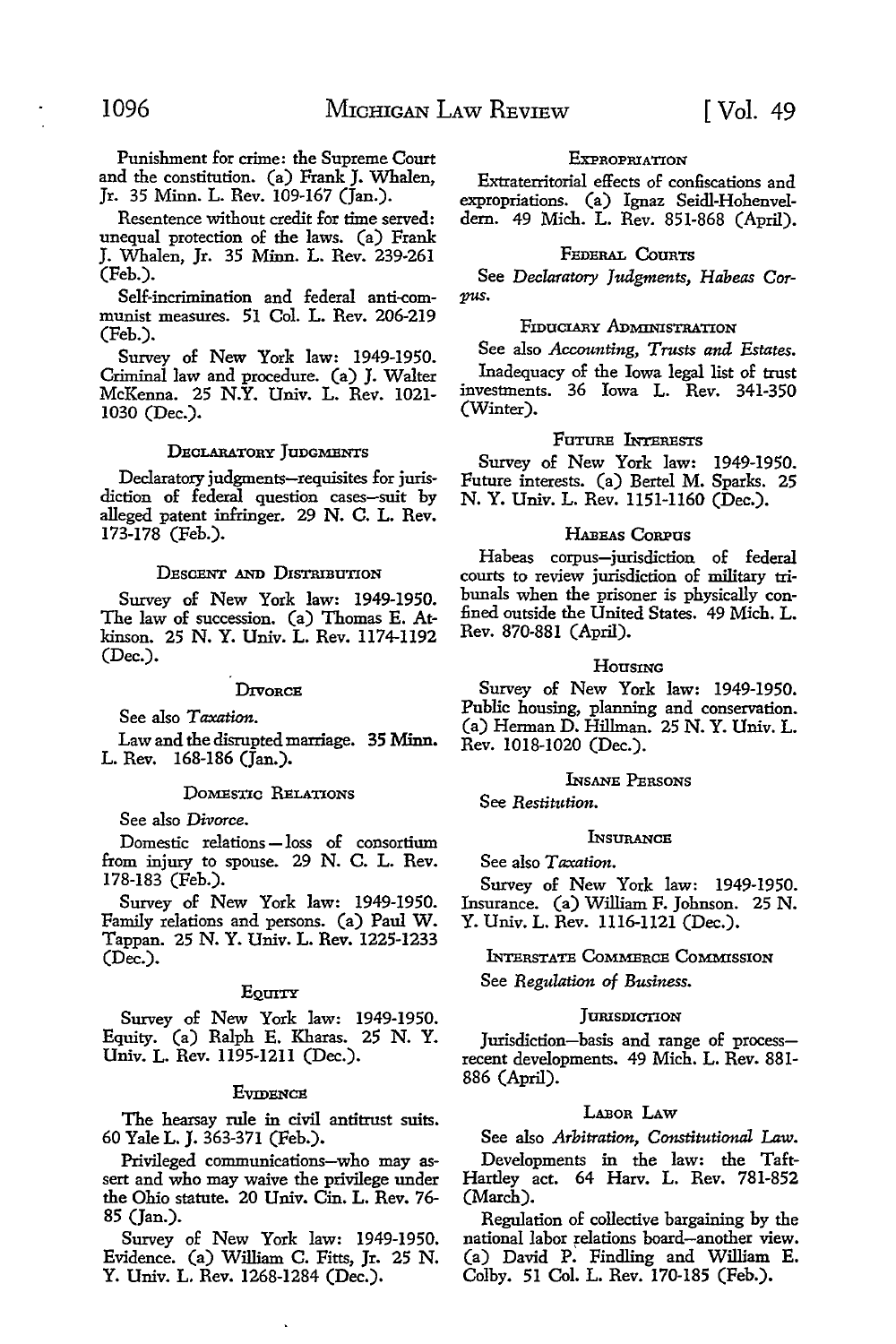Punishment for crime: the Supreme Court and the constitution. (a) Frank J. Whalen, Jr. 35 Minn. L. Rev. 109-167 (Jan.).

Resentence without credit for time served: unequal protection of the laws. (a) Frank J. Whalen, Jr. 35 Minn. L. Rev. 239-261 (Feb.).

Self-incrimination and federal anti-communist measures. 51 Col. L. Rev. 206-219 (Feb.).

Survey of New York law: 1949-1950. Criminal law and procedure. (a) J. Walter McKenna. 25 N.Y. Univ. L. Rev. 1021-1030 (Dec.).

### Declaratory Judgments

Declaratory judgments—requisites for jurisdiction of federal question cases—suit by alleged patent infringer. 29 N. C. L. Rev. 173-178 (Feb.).

### Descent and Distribution

Survey of New York law: 1949-1950. The law of succession. (a) Thomas E. Atkinson. 25 N. Y. Univ. L. Rev. 1174-1192 (Dec.).

### Divorce

See also *Taxation*.

Law and the disrupted marriage. 35 Minn. L. Rev. 168-186 (Jan.).

### Domestic Relations

See also *Divorce*.

Domestic relations—loss of consortium from injury to spouse. 29 N. C. L. Rev. 178-183 (Feb.).

Survey of New York law: 1949-1950. Family relations and persons. (a) Paul W. Tappan. 25 N. Y. Univ. L. Rev. 1225-1233 (Dec.).

### Equity

Survey of New York law: 1949-1950. Equity. (a) Ralph E. Kharas. 25 N. Y. Univ. L. Rev. 1195-1211 (Dec.).

### Evidence

The hearsay rule in civil antitrust suits. 60 Yale L. J. 363-371 (Feb.).

Privileged communications—who may assert and who may waive the privilege under the Ohio statute. 20 Univ. Cin. L. Rev. 76-85 (Jan.).

Survey of New York law: 1949-1950. Evidence. (a) William C. Fitts, Jr. 25 N. Y. Univ. L. Rev. 1268-1284 (Dec.).

### Expropriation

Extraterritorial effects of confiscations and expropriations. (a) Ignaz Seidl-Hohenveldern. 49 Mich. L. Rev. 851-868 (April).

### Federal Courts

See *Declaratory Judgments, Habeas Corpus*.

### Fiduciary Administration

See also *Accounting, Trusts and Estates*.

Inadequacy of the Iowa legal list of trust investments. 36 Iowa L. Rev. 341-350 (Winter).

### Future Interests

Survey of New York law: 1949-1950. Future interests. (a) Bertel M. Sparks. 25 N. Y. Univ. L. Rev. 1151-1160 (Dec.).

### Habeas Corpus

Habeas corpus—jurisdiction of federal courts to review jurisdiction of military tribunals when the prisoner is physically confined outside the United States. 49 Mich. L. Rev. 870-881 (April).

### Housing

Survey of New York law: 1949-1950. Public housing, planning and conservation. (a) Herman D. Hillman. 25 N. Y. Univ. L. Rev. 1018-1020 (Dec.).

### Insane Persons

See *Restitution*.

### Insurance

See also *Taxation*.

Survey of New York law: 1949-1950. Insurance. (a) William F. Johnson. 25 N. Y. Univ. L. Rev. 1116-1121 (Dec.).

### Interstate Commerce Commission

See *Regulation of Business*.

### Jurisdiction

Jurisdiction—basis and range of process—recent developments. 49 Mich. L. Rev. 881-886 (April).

### Labor Law

See also *Arbitration, Constitutional Law*.

Developments in the law: the Taft-Hartley act. 64 Harv. L. Rev. 781-852 (March).

Regulation of collective bargaining by the national labor relations board—another view. (a) David P. Findling and William E. Colby. 51 Col. L. Rev. 170-185 (Feb.).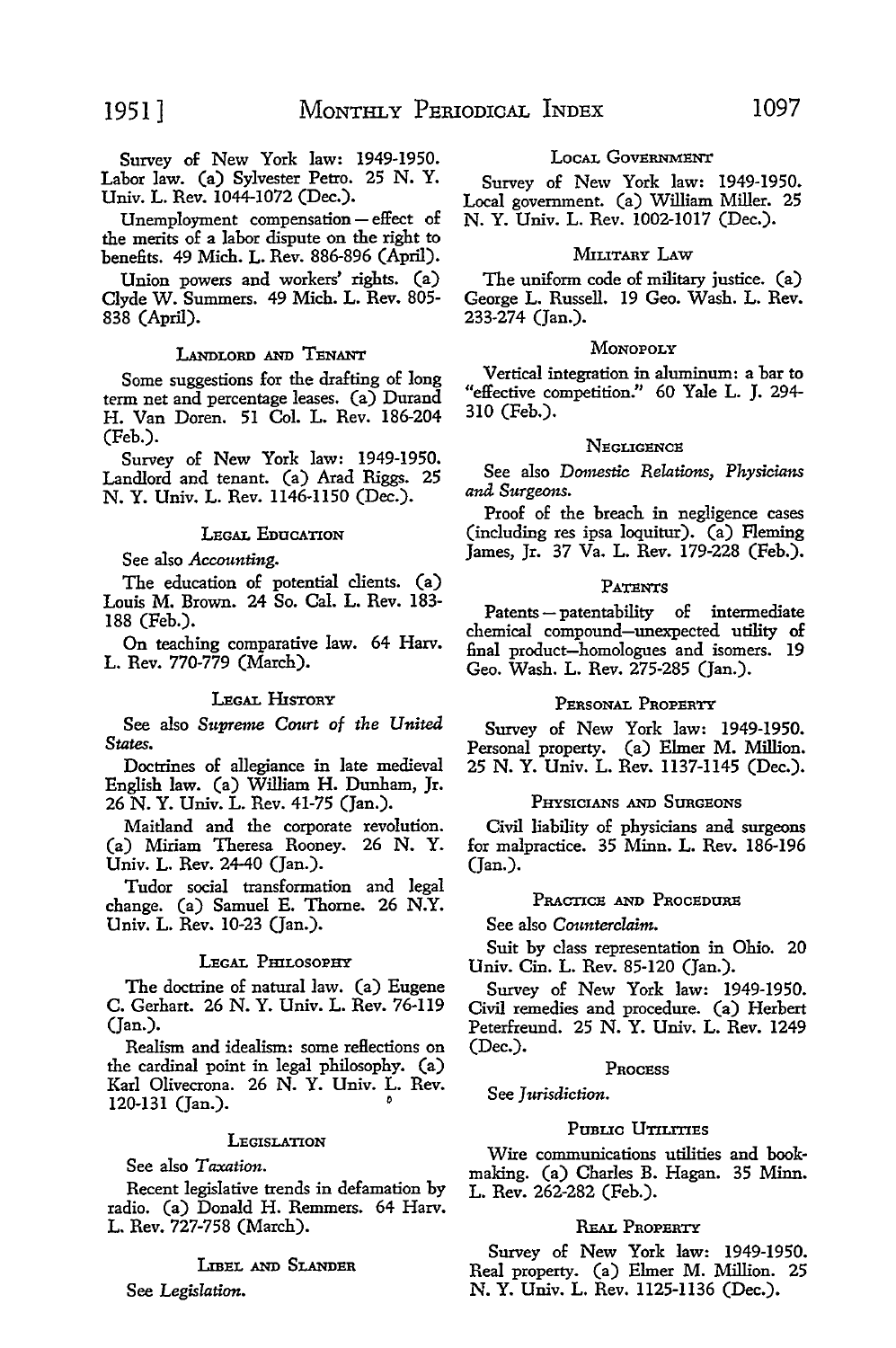Survey of New York law: 1949-1950. Labor law. (a) Sylvester Petro. 25 N. Y. Univ. L. Rev. 1044-1072 (Dec.).

Unemployment compensation—effect of the merits of a labor dispute on the right to benefits. 49 Mich. L. Rev. 886-896 (April).

Union powers and workers' rights. (a) Clyde W. Summers. 49 Mich. L. Rev. 805-838 (April).

### LANDLORD AND TENANT

Some suggestions for the drafting of long term net and percentage leases. (a) Durand H. Van Doren. 51 Col. L. Rev. 186-204 (Feb.).

Survey of New York law: 1949-1950. Landlord and tenant. (a) Arad Riggs. 25 N. Y. Univ. L. Rev. 1146-1150 (Dec.).

### LEGAL EDUCATION

See also *Accounting.*

The education of potential clients. (a) Louis M. Brown. 24 So. Cal. L. Rev. 183-188 (Feb.).

On teaching comparative law. 64 Harv. L. Rev. 770-779 (March).

### LEGAL HISTORY

See also *Supreme Court of the United States.*

Doctrines of allegiance in late medieval English law. (a) William H. Dunham, Jr. 26 N. Y. Univ. L. Rev. 41-75 (Jan.).

Maitland and the corporate revolution. (a) Miriam Theresa Rooney. 26 N. Y. Univ. L. Rev. 24-40 (Jan.).

Tudor social transformation and legal change. (a) Samuel E. Thorne. 26 N.Y. Univ. L. Rev. 10-23 (Jan.).

### LEGAL PHILOSOPHY

The doctrine of natural law. (a) Eugene C. Gerhart. 26 N. Y. Univ. L. Rev. 76-119 (Jan.).

Realism and idealism: some reflections on the cardinal point in legal philosophy. (a) Karl Olivecrona. 26 N. Y. Univ. L. Rev. 120-131 (Jan.).

### LEGISLATION

See also *Taxation.*

Recent legislative trends in defamation by radio. (a) Donald H. Remmers. 64 Harv. L. Rev. 727-758 (March).

### LIBEL AND SLANDER

See *Legislation.*

### LOCAL GOVERNMENT

Survey of New York law: 1949-1950. Local government. (a) William Miller. 25 N. Y. Univ. L. Rev. 1002-1017 (Dec.).

### MILITARY LAW

The uniform code of military justice. (a) George L. Russell. 19 Geo. Wash. L. Rev. 233-274 (Jan.).

### MONOPOLY

Vertical integration in aluminum: a bar to "effective competition." 60 Yale L. J. 294-310 (Feb.).

### NEGLIGENCE

See also *Domestic Relations, Physicians and Surgeons.*

Proof of the breach in negligence cases (including res ipsa loquitur). (a) Fleming James, Jr. 37 Va. L. Rev. 179-228 (Feb.).

### PATENTS

Patents—patentability of intermediate chemical compound—unexpected utility of final product—homologues and isomers. 19 Geo. Wash. L. Rev. 275-285 (Jan.).

### PERSONAL PROPERTY

Survey of New York law: 1949-1950. Personal property. (a) Elmer M. Million. 25 N. Y. Univ. L. Rev. 1137-1145 (Dec.).

### PHYSICIANS AND SURGEONS

Civil liability of physicians and surgeons for malpractice. 35 Minn. L. Rev. 186-196 (Jan.).

### PRACTICE AND PROCEDURE

See also *Counterclaim.*

Suit by class representation in Ohio. 20 Univ. Cin. L. Rev. 85-120 (Jan.).

Survey of New York law: 1949-1950. Civil remedies and procedure. (a) Herbert Peterfreund. 25 N. Y. Univ. L. Rev. 1249 (Dec.).

### PROCESS

See *Jurisdiction.*

### PUBLIC UTILITIES

Wire communications utilities and bookmaking. (a) Charles B. Hagan. 35 Minn. L. Rev. 262-282 (Feb.).

### REAL PROPERTY

Survey of New York law: 1949-1950. Real property. (a) Elmer M. Million. 25 N. Y. Univ. L. Rev. 1125-1136 (Dec.).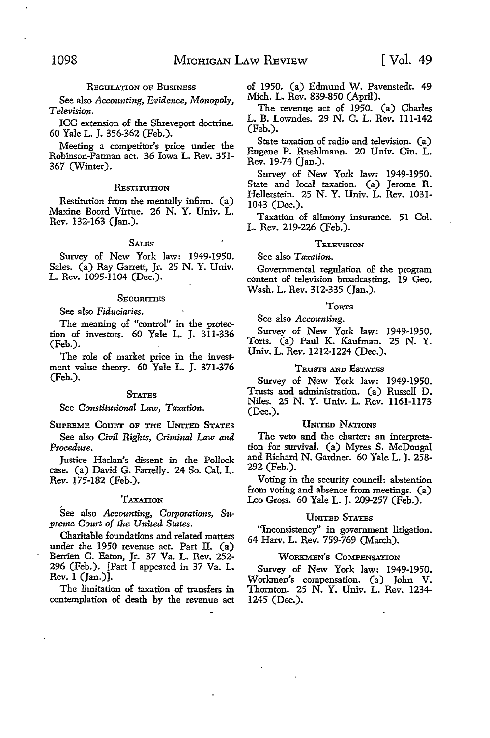### REGULATION OF BUSINESS

See also *Accounting, Evidence, Monopoly, Television.*

ICC extension of the Shreveport doctrine. 60 Yale L. J. 356-362 (Feb.).

Meeting a competitor's price under the Robinson-Patman act. 36 Iowa L. Rev. 351-367 (Winter).

### RESTITUTION

Restitution from the mentally infirm. (a) Maxine Boord Virtue. 26 N. Y. Univ. L. Rev. 132-163 (Jan.).

### SALES

Survey of New York law: 1949-1950. Sales. (a) Ray Garrett, Jr. 25 N. Y. Univ. L. Rev. 1095-1104 (Dec.).

### SECURITIES

See also *Fiduciaries.*

The meaning of "control" in the protection of investors. 60 Yale L. J. 311-336 (Feb.).

The role of market price in the investment value theory. 60 Yale L. J. 371-376 (Feb.).

### STATES

See *Constitutional Law, Taxation.*

### SUPREME COURT OF THE UNITED STATES

See also *Civil Rights, Criminal Law and Procedure.*

Justice Harlan's dissent in the Pollock case. (a) David G. Farrelly. 24 So. Cal. L. Rev. 175-182 (Feb.).

### TAXATION

See also *Accounting, Corporations, Supreme Court of the United States.*

Charitable foundations and related matters under the 1950 revenue act. Part II. (a) Berrien C. Eaton, Jr. 37 Va. L. Rev. 252-296 (Feb.). [Part I appeared in 37 Va. L. Rev. 1 (Jan.)].

The limitation of taxation of transfers in contemplation of death by the revenue act of 1950. (a) Edmund W. Pavenstedt. 49 Mich. L. Rev. 839-850 (April).

The revenue act of 1950. (a) Charles L. B. Lowndes. 29 N. C. L. Rev. 111-142 (Feb.).

State taxation of radio and television. (a) Eugene P. Ruehlmann. 20 Univ. Cin. L. Rev. 19-74 (Jan.).

Survey of New York law: 1949-1950. State and local taxation. (a) Jerome R. Hellerstein. 25 N. Y. Univ. L. Rev. 1031-1043 (Dec.).

Taxation of alimony insurance. 51 Col. L. Rev. 219-226 (Feb.).

### TELEVISION

See also *Taxation.*

Governmental regulation of the program content of television broadcasting. 19 Geo. Wash. L. Rev. 312-335 (Jan.).

### TORTS

See also *Accounting.*

Survey of New York law: 1949-1950. Torts. (a) Paul K. Kaufman. 25 N. Y. Univ. L. Rev. 1212-1224 (Dec.).

### TRUSTS AND ESTATES

Survey of New York law: 1949-1950. Trusts and administration. (a) Russell D. Niles. 25 N. Y. Univ. L. Rev. 1161-1173 (Dec.).

### UNITED NATIONS

The veto and the charter: an interpretation for survival. (a) Myres S. McDougal and Richard N. Gardner. 60 Yale L. J. 258-292 (Feb.).

Voting in the security council: abstention from voting and absence from meetings. (a) Leo Gross. 60 Yale L. J. 209-257 (Feb.).

### UNITED STATES

"Inconsistency" in government litigation. 64 Harv. L. Rev. 759-769 (March).

### WORKMEN'S COMPENSATION

Survey of New York law: 1949-1950. Workmen's compensation. (a) John V. Thornton. 25 N. Y. Univ. L. Rev. 1234-1245 (Dec.).